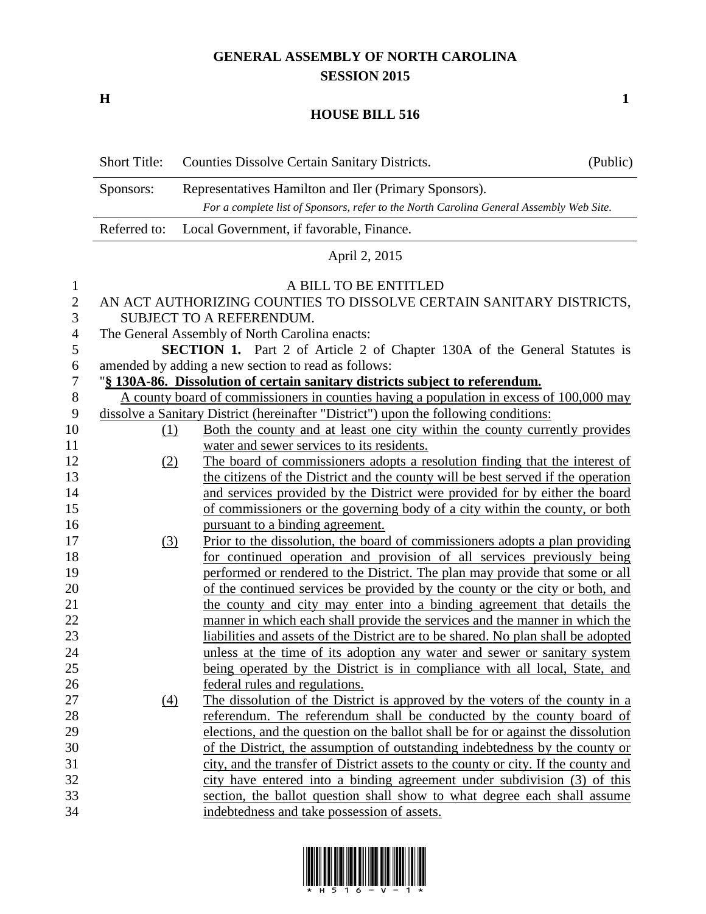# GENERAL ASSEMBLY OF NORTH CAROLINA
## SESSION 2015

**H** **1**

## HOUSE BILL 516

| Short Title: | Counties Dissolve Certain Sanitary Districts. | (Public) |
|---|---|---|
| Sponsors: | Representatives Hamilton and Iler (Primary Sponsors). *For a complete list of Sponsors, refer to the North Carolina General Assembly Web Site.* | |
| Referred to: | Local Government, if favorable, Finance. | |

April 2, 2015

A BILL TO BE ENTITLED

AN ACT AUTHORIZING COUNTIES TO DISSOLVE CERTAIN SANITARY DISTRICTS, SUBJECT TO A REFERENDUM.

The General Assembly of North Carolina enacts:

**SECTION 1.** Part 2 of Article 2 of Chapter 130A of the General Statutes is amended by adding a new section to read as follows:

"**§ 130A-86. Dissolution of certain sanitary districts subject to referendum.**

A county board of commissioners in counties having a population in excess of 100,000 may dissolve a Sanitary District (hereinafter "District") upon the following conditions:

(1) Both the county and at least one city within the county currently provides water and sewer services to its residents.

(2) The board of commissioners adopts a resolution finding that the interest of the citizens of the District and the county will be best served if the operation and services provided by the District were provided for by either the board of commissioners or the governing body of a city within the county, or both pursuant to a binding agreement.

(3) Prior to the dissolution, the board of commissioners adopts a plan providing for continued operation and provision of all services previously being performed or rendered to the District. The plan may provide that some or all of the continued services be provided by the county or the city or both, and the county and city may enter into a binding agreement that details the manner in which each shall provide the services and the manner in which the liabilities and assets of the District are to be shared. No plan shall be adopted unless at the time of its adoption any water and sewer or sanitary system being operated by the District is in compliance with all local, State, and federal rules and regulations.

(4) The dissolution of the District is approved by the voters of the county in a referendum. The referendum shall be conducted by the county board of elections, and the question on the ballot shall be for or against the dissolution of the District, the assumption of outstanding indebtedness by the county or city, and the transfer of District assets to the county or city. If the county and city have entered into a binding agreement under subdivision (3) of this section, the ballot question shall show to what degree each shall assume indebtedness and take possession of assets.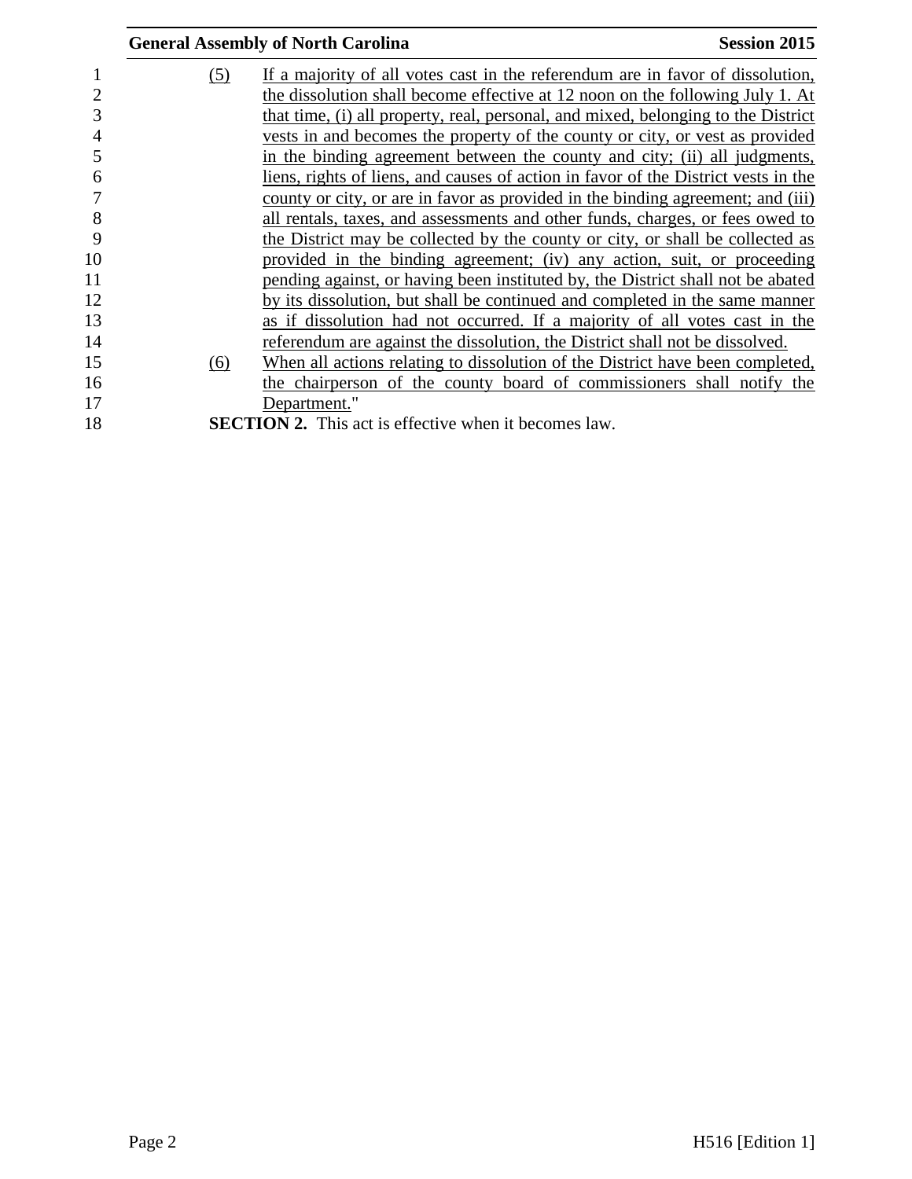(5) If a majority of all votes cast in the referendum are in favor of dissolution, the dissolution shall become effective at 12 noon on the following July 1. At that time, (i) all property, real, personal, and mixed, belonging to the District vests in and becomes the property of the county or city, or vest as provided in the binding agreement between the county and city; (ii) all judgments, liens, rights of liens, and causes of action in favor of the District vests in the county or city, or are in favor as provided in the binding agreement; and (iii) all rentals, taxes, and assessments and other funds, charges, or fees owed to the District may be collected by the county or city, or shall be collected as provided in the binding agreement; (iv) any action, suit, or proceeding pending against, or having been instituted by, the District shall not be abated by its dissolution, but shall be continued and completed in the same manner as if dissolution had not occurred. If a majority of all votes cast in the referendum are against the dissolution, the District shall not be dissolved.

(6) When all actions relating to dissolution of the District have been completed, the chairperson of the county board of commissioners shall notify the Department."

**SECTION 2.** This act is effective when it becomes law.